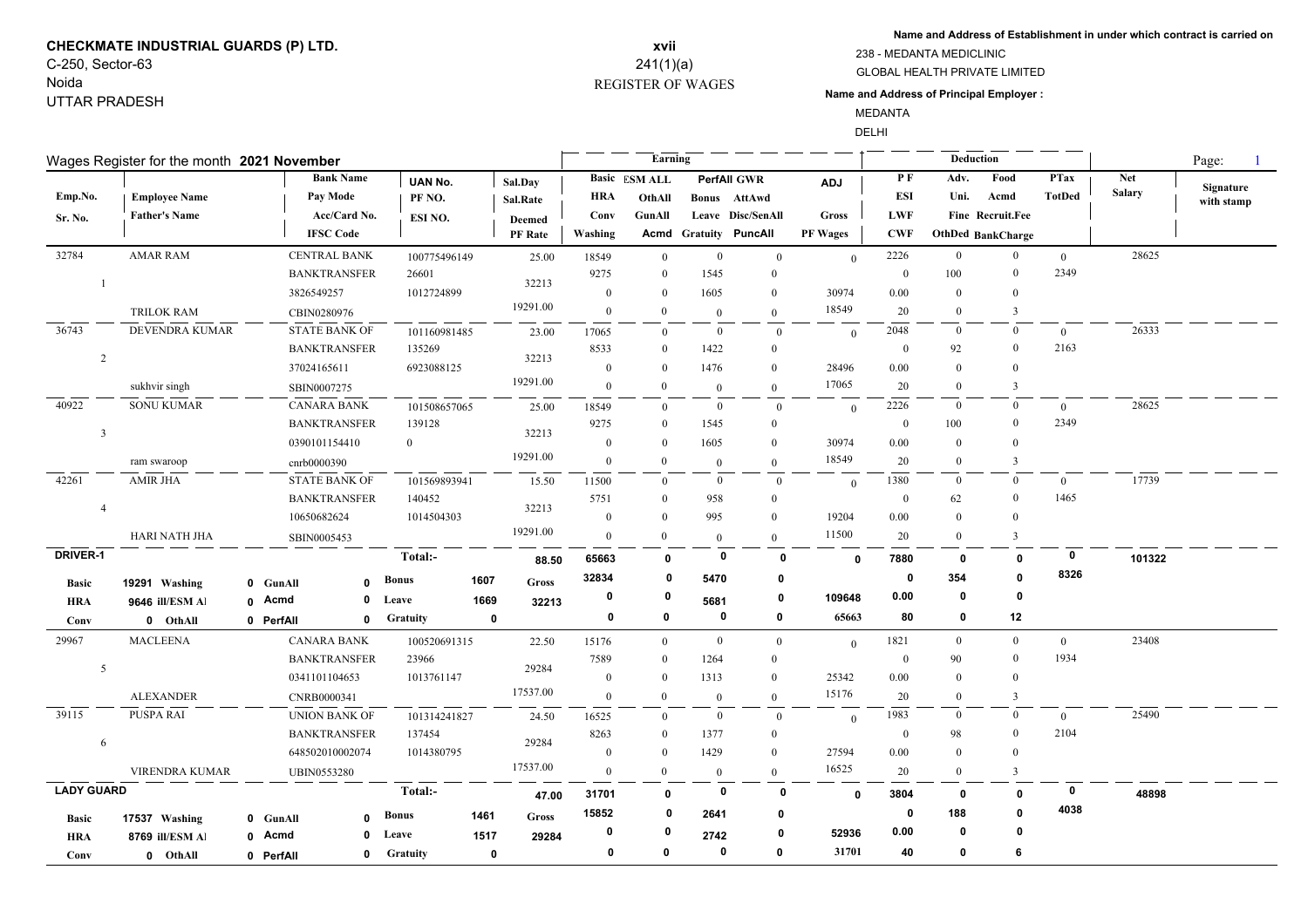**CHECKMATE INDUSTRIAL GUARDS (P) LTD.**
C-250, Sector-63
Noida
UTTAR PRADESH

**xvii**
241(1)(a)
REGISTER OF WAGES

**Name and Address of Establishment in under which contract is carried on**
238 - MEDANTA MEDICLINIC
GLOBAL HEALTH PRIVATE LIMITED

**Name and Address of Principal Employer :**
MEDANTA
DELHI

Wages Register for the month **2021 November**

| Emp.No. / Sr. No. | Employee Name / Father's Name | Bank Name / Pay Mode / Acc/Card No. / IFSC Code | UAN No. / PF NO. / ESI NO. | Sal.Day / Sal.Rate / Deemed PF Rate | Basic / HRA / Conv / Washing | ESM ALL / OthAll / GunAll / Acmd | PerfAll / Bonus / Leave / Gratuity | GWR / AttAwd / Disc/SenAll / PuncAll | ADJ / Gross / PF Wages | PF / ESI / LWF / CWF | Adv. / Uni. / Fine / OthDed | Food / Acmd / Recruit.Fee / BankCharge | PTax / TotDed | Net Salary | Signature with stamp |
|---|---|---|---|---|---|---|---|---|---|---|---|---|---|---|---|
| 32784 / 1 | AMAR RAM / TRILOK RAM | CENTRAL BANK / BANKTRANSFER / 3826549257 / CBIN0280976 | 100775496149 / 26601 / 1012724899 | 25.00 / 32213 / 19291.00 | 18549 / 9275 / 0 / 0 | 0 / 0 / 0 / 0 | 0 / 1545 / 1605 / 0 | 0 / 0 / 0 / 0 | 0 / 30974 / 18549 | 2226 / 0 / 0.00 / 20 | 0 / 100 / 0 / 0 | 0 / 0 / 0 / 3 | 0 / 2349 | 28625 | |
| 36743 / 2 | DEVENDRA KUMAR / sukhvir singh | STATE BANK OF / BANKTRANSFER / 37024165611 / SBIN0007275 | 101160981485 / 135269 / 6923088125 | 23.00 / 32213 / 19291.00 | 17065 / 8533 / 0 / 0 | 0 / 0 / 0 / 0 | 0 / 1422 / 1476 / 0 | 0 / 0 / 0 / 0 | 0 / 28496 / 17065 | 2048 / 0 / 0.00 / 20 | 0 / 92 / 0 / 0 | 0 / 0 / 0 / 3 | 0 / 2163 | 26333 | |
| 40922 / 3 | SONU KUMAR / ram swaroop | CANARA BANK / BANKTRANSFER / 0390101154410 / cnrb0000390 | 101508657065 / 139128 / 0 | 25.00 / 32213 / 19291.00 | 18549 / 9275 / 0 / 0 | 0 / 0 / 0 / 0 | 0 / 1545 / 1605 / 0 | 0 / 0 / 0 / 0 | 0 / 30974 / 18549 | 2226 / 0 / 0.00 / 20 | 0 / 100 / 0 / 0 | 0 / 0 / 0 / 3 | 0 / 2349 | 28625 | |
| 42261 / 4 | AMIR JHA / HARI NATH JHA | STATE BANK OF / BANKTRANSFER / 10650682624 / SBIN0005453 | 101569893941 / 140452 / 1014504303 | 15.50 / 32213 / 19291.00 | 11500 / 5751 / 0 / 0 | 0 / 0 / 0 / 0 | 0 / 958 / 995 / 0 | 0 / 0 / 0 / 0 | 0 / 19204 / 11500 | 1380 / 0 / 0.00 / 20 | 0 / 62 / 0 / 0 | 0 / 0 / 0 / 3 | 0 / 1465 | 17739 | |
| **DRIVER-1** | Basic 19291, HRA 9646, Conv 0 / Washing 0, ill/ESM Al 0, OthAll 0 | GunAll 0, Acmd 0, PerfAll 0 | Bonus 1607, Leave 1669, Gratuity 0 | **Total:-** 88.50 / Gross 32213 | 65663 / 32834 / 0 / 0 | 0 / 0 / 0 / 0 | 0 / 5470 / 5681 / 0 | 0 / 0 / 0 / 0 | 0 / 109648 / 65663 | 7880 / 0 / 0.00 / 80 | 0 / 354 / 0 / 0 | 0 / 0 / 0 / 12 | 0 / 8326 | 101322 | |
| 29967 / 5 | MACLEENA / ALEXANDER | CANARA BANK / BANKTRANSFER / 0341101104653 / CNRB0000341 | 100520691315 / 23966 / 1013761147 | 22.50 / 29284 / 17537.00 | 15176 / 7589 / 0 / 0 | 0 / 0 / 0 / 0 | 0 / 1264 / 1313 / 0 | 0 / 0 / 0 / 0 | 0 / 25342 / 15176 | 1821 / 0 / 0.00 / 20 | 0 / 90 / 0 / 0 | 0 / 0 / 0 / 3 | 0 / 1934 | 23408 | |
| 39115 / 6 | PUSPA RAI / VIRENDRA KUMAR | UNION BANK OF / BANKTRANSFER / 648502010002074 / UBIN0553280 | 101314241827 / 137454 / 1014380795 | 24.50 / 29284 / 17537.00 | 16525 / 8263 / 0 / 0 | 0 / 0 / 0 / 0 | 0 / 1377 / 1429 / 0 | 0 / 0 / 0 / 0 | 0 / 27594 / 16525 | 1983 / 0 / 0.00 / 20 | 0 / 98 / 0 / 0 | 0 / 0 / 0 / 3 | 0 / 2104 | 25490 | |
| **LADY GUARD** | Basic 17537, HRA 8769, Conv 0 / Washing 0, ill/ESM Al 0, OthAll 0 | GunAll 0, Acmd 0, PerfAll 0 | Bonus 1461, Leave 1517, Gratuity 0 | **Total:-** 47.00 / Gross 29284 | 31701 / 15852 / 0 / 0 | 0 / 0 / 0 / 0 | 0 / 2641 / 2742 / 0 | 0 / 0 / 0 / 0 | 0 / 52936 / 31701 | 3804 / 0 / 0.00 / 40 | 0 / 188 / 0 / 0 | 0 / 0 / 0 / 6 | 0 / 4038 | 48898 | |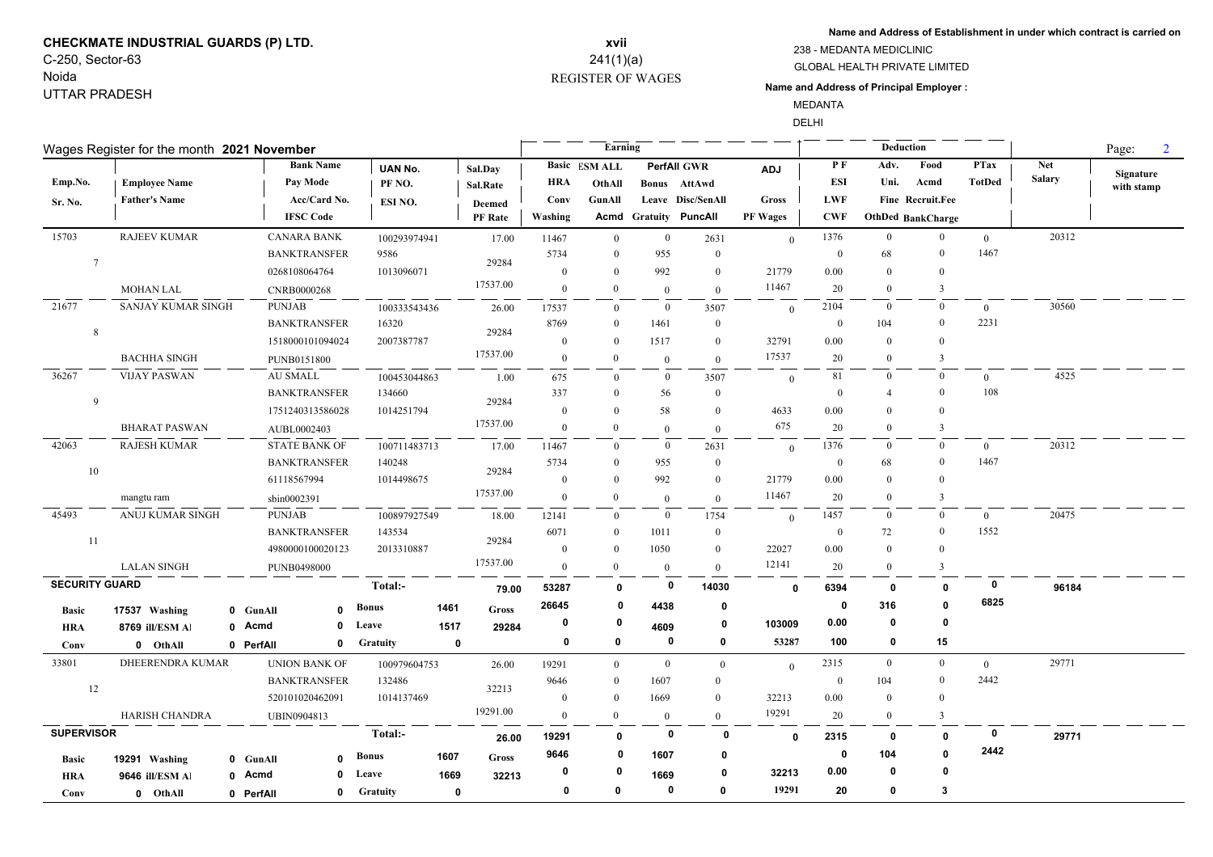**CHECKMATE INDUSTRIAL GUARDS (P) LTD.**
C-250, Sector-63
Noida
UTTAR PRADESH

**xvii**
241(1)(a)
REGISTER OF WAGES

**Name and Address of Establishment in under which contract is carried on**
238 - MEDANTA MEDICLINIC
GLOBAL HEALTH PRIVATE LIMITED

**Name and Address of Principal Employer :**
MEDANTA
DELHI

Wages Register for the month **2021 November**

| Emp.No. / Sr. No. | Employee Name / Father's Name | Bank Name / Pay Mode / Acc/Card No. / IFSC Code | UAN No. / PF NO. / ESI NO. | Sal.Day / Sal.Rate / Deemed PF Rate | Basic / HRA / Conv / Washing | ESM ALL / OthAll / GunAll / Acmd | PerfAll / Bonus / Leave / Gratuity | GWR / AttAwd / Disc/SenAll / PuncAll | ADJ / Gross / PF Wages | PF / ESI / LWF / CWF | Adv. / Uni. / Fine / OthDed | Food / Acmd / Recruit.Fee / BankCharge | PTax / TotDed | Net Salary | Signature with stamp |
|---|---|---|---|---|---|---|---|---|---|---|---|---|---|---|---|
| 15703 / 7 | RAJEEV KUMAR / MOHAN LAL | CANARA BANK / BANKTRANSFER / 0268108064764 / CNRB0000268 | 100293974941 / 9586 / 1013096071 | 17.00 / 29284 / 17537.00 | 11467 / 5734 / 0 / 0 | 0 / 0 / 0 / 0 | 0 / 955 / 992 / 0 | 2631 / 0 / 0 / 0 | 0 / 21779 / 11467 | 1376 / 0 / 0.00 / 20 | 0 / 68 / 0 / 0 | 0 / 0 / 0 / 3 | 0 / 1467 | 20312 | |
| 21677 / 8 | SANJAY KUMAR SINGH / BACHHA SINGH | PUNJAB / BANKTRANSFER / 1518000101094024 / PUNB0151800 | 100333543436 / 16320 / 2007387787 | 26.00 / 29284 / 17537.00 | 17537 / 8769 / 0 / 0 | 0 / 0 / 0 / 0 | 0 / 1461 / 1517 / 0 | 3507 / 0 / 0 / 0 | 0 / 32791 / 17537 | 2104 / 0 / 0.00 / 20 | 0 / 104 / 0 / 0 | 0 / 0 / 0 / 3 | 0 / 2231 | 30560 | |
| 36267 / 9 | VIJAY PASWAN / BHARAT PASWAN | AU SMALL / BANKTRANSFER / 1751240313586028 / AUBL0002403 | 100453044863 / 134660 / 1014251794 | 1.00 / 29284 / 17537.00 | 675 / 337 / 0 / 0 | 0 / 0 / 0 / 0 | 0 / 56 / 58 / 0 | 3507 / 0 / 0 / 0 | 0 / 4633 / 675 | 81 / 0 / 0.00 / 20 | 0 / 4 / 0 / 0 | 0 / 0 / 0 / 3 | 0 / 108 | 4525 | |
| 42063 / 10 | RAJESH KUMAR / mangtu ram | STATE BANK OF / BANKTRANSFER / 61118567994 / sbin0002391 | 100711483713 / 140248 / 1014498675 | 17.00 / 29284 / 17537.00 | 11467 / 5734 / 0 / 0 | 0 / 0 / 0 / 0 | 0 / 955 / 992 / 0 | 2631 / 0 / 0 / 0 | 0 / 21779 / 11467 | 1376 / 0 / 0.00 / 20 | 0 / 68 / 0 / 0 | 0 / 0 / 0 / 3 | 0 / 1467 | 20312 | |
| 45493 / 11 | ANUJ KUMAR SINGH / LALAN SINGH | PUNJAB / BANKTRANSFER / 4980000100020123 / PUNB0498000 | 100897927549 / 143534 / 2013310887 | 18.00 / 29284 / 17537.00 | 12141 / 6071 / 0 / 0 | 0 / 0 / 0 / 0 | 0 / 1011 / 1050 / 0 | 1754 / 0 / 0 / 0 | 0 / 22027 / 12141 | 1457 / 0 / 0.00 / 20 | 0 / 72 / 0 / 0 | 0 / 0 / 0 / 3 | 0 / 1552 | 20475 | |
| **SECURITY GUARD** | Basic 17537, HRA 8769, Conv 0; Washing 0, ill/ESM Al 0, OthAll 0 | GunAll 0, Acmd 0, PerfAll 0 | Bonus 1461, Leave 1517, Gratuity 0 | **Total:-** 79.00 / Gross 29284 | 53287 / 26645 / 0 / 0 | 0 / 0 / 0 / 0 | 0 / 4438 / 4609 / 0 | 14030 / 0 / 0 / 0 | 0 / 103009 / 53287 | 6394 / 0 / 0.00 / 100 | 0 / 316 / 0 / 0 | 0 / 0 / 0 / 15 | 0 / 6825 | 96184 | |
| 33801 / 12 | DHEERENDRA KUMAR / HARISH CHANDRA | UNION BANK OF / BANKTRANSFER / 520101020462091 / UBIN0904813 | 100979604753 / 132486 / 1014137469 | 26.00 / 32213 / 19291.00 | 19291 / 9646 / 0 / 0 | 0 / 0 / 0 / 0 | 0 / 1607 / 1669 / 0 | 0 / 0 / 0 / 0 | 0 / 32213 / 19291 | 2315 / 0 / 0.00 / 20 | 0 / 104 / 0 / 0 | 0 / 0 / 0 / 3 | 0 / 2442 | 29771 | |
| **SUPERVISOR** | Basic 19291, HRA 9646, Conv 0; Washing 0, ill/ESM Al 0, OthAll 0 | GunAll 0, Acmd 0, PerfAll 0 | Bonus 1607, Leave 1669, Gratuity 0 | **Total:-** 26.00 / Gross 32213 | 19291 / 9646 / 0 / 0 | 0 / 0 / 0 / 0 | 0 / 1607 / 1669 / 0 | 0 / 0 / 0 / 0 | 0 / 32213 / 19291 | 2315 / 0 / 0.00 / 20 | 0 / 104 / 0 / 0 | 0 / 0 / 0 / 3 | 0 / 2442 | 29771 | |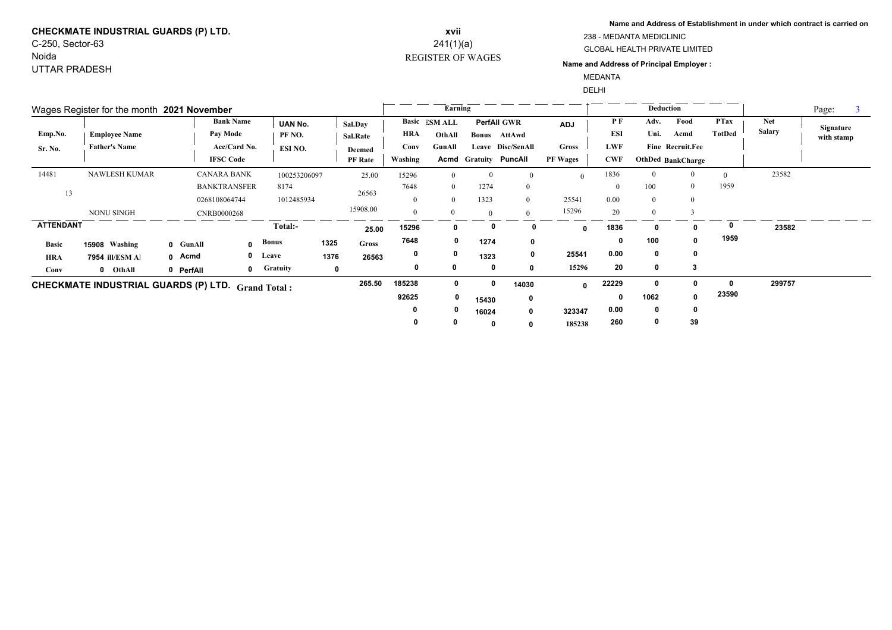**CHECKMATE INDUSTRIAL GUARDS (P) LTD.**
C-250, Sector-63
Noida
UTTAR PRADESH

**xvii**
241(1)(a)
REGISTER OF WAGES

**Name and Address of Establishment in under which contract is carried on**
238 - MEDANTA MEDICLINIC
GLOBAL HEALTH PRIVATE LIMITED

**Name and Address of Principal Employer :**
MEDANTA
DELHI

Wages Register for the month **2021 November**

| Emp.No. / Sr. No. | Employee Name / Father's Name | Bank Name / Pay Mode / Acc/Card No. / IFSC Code | UAN No. / PF NO. / ESI NO. | Sal.Day / Sal.Rate / Deemed / PF Rate | Basic / HRA / Conv / Washing | ESM ALL / OthAll / GunAll / Acmd | PerfAll / Bonus / Leave / Gratuity | GWR / AttAwd / Disc/SenAll / PuncAll | ADJ / Gross / PF Wages | PF / ESI / LWF / CWF | Adv. / Uni. / Fine / OthDed | Food / Acmd / Recruit.Fee / BankCharge | PTax / TotDed | Net Salary | Signature with stamp |
|---|---|---|---|---|---|---|---|---|---|---|---|---|---|---|---|
| 14481 / 13 | NAWLESH KUMAR / NONU SINGH | CANARA BANK / BANKTRANSFER / 0268108064744 / CNRB0000268 | 100253206097 / 8174 / 1012485934 | 25.00 / 26563 / 15908.00 | 15296 / 7648 / 0 / 0 | 0 / 0 / 0 / 0 | 0 / 1274 / 1323 / 0 | 0 / 0 / 0 / 0 | 0 / 25541 / 15296 | 1836 / 0 / 0.00 / 20 | 0 / 100 / 0 / 0 | 0 / 0 / 0 / 3 | 0 / 1959 | 23582 | |
| **ATTENDANT** | Basic 15908, HRA 7954, Conv 0, Washing 0, ill/ESM Al 0, OthAll 0 | GunAll 0, Acmd 0, PerfAll 0 | **Total:-** Bonus 1325, Leave 1376, Gratuity 0 | 25.00 / Gross 26563 | 15296 / 7648 / 0 / 0 | 0 / 0 / 0 / 0 | 0 / 1274 / 1323 / 0 | 0 / 0 / 0 / 0 | 0 / 25541 / 15296 | 1836 / 0 / 0.00 / 20 | 0 / 100 / 0 / 0 | 0 / 0 / 0 / 3 | 0 / 1959 | 23582 | |
| **CHECKMATE INDUSTRIAL GUARDS (P) LTD. Grand Total :** | | | | 265.50 | 185238 / 92625 / 0 / 0 | 0 / 0 / 0 / 0 | 0 / 15430 / 16024 / 0 | 14030 / 0 / 0 / 0 | 0 / 323347 / 185238 | 22229 / 0 / 0.00 / 260 | 0 / 1062 / 0 / 0 | 0 / 0 / 0 / 39 | 0 / 23590 | 299757 | |